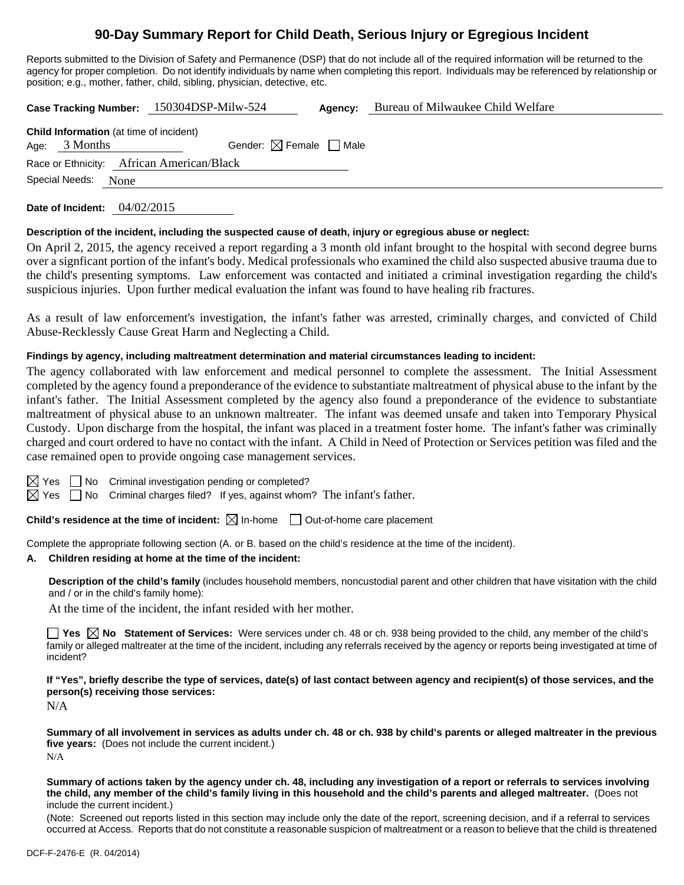# 90-Day Summary Report for Child Death, Serious Injury or Egregious Incident

Reports submitted to the Division of Safety and Permanence (DSP) that do not include all of the required information will be returned to the agency for proper completion. Do not identify individuals by name when completing this report. Individuals may be referenced by relationship or position; e.g., mother, father, child, sibling, physician, detective, etc.

**Case Tracking Number:** 150304DSP-Milw-524 **Agency:** Bureau of Milwaukee Child Welfare

**Child Information** (at time of incident)

Age: 3 Months Gender: ☒ Female ☐ Male

Race or Ethnicity: African American/Black

Special Needs: None

**Date of Incident:** 04/02/2015

**Description of the incident, including the suspected cause of death, injury or egregious abuse or neglect:**

On April 2, 2015, the agency received a report regarding a 3 month old infant brought to the hospital with second degree burns over a signficant portion of the infant's body. Medical professionals who examined the child also suspected abusive trauma due to the child's presenting symptoms. Law enforcement was contacted and initiated a criminal investigation regarding the child's suspicious injuries. Upon further medical evaluation the infant was found to have healing rib fractures.

As a result of law enforcement's investigation, the infant's father was arrested, criminally charges, and convicted of Child Abuse-Recklessly Cause Great Harm and Neglecting a Child.

**Findings by agency, including maltreatment determination and material circumstances leading to incident:**

The agency collaborated with law enforcement and medical personnel to complete the assessment. The Initial Assessment completed by the agency found a preponderance of the evidence to substantiate maltreatment of physical abuse to the infant by the infant's father. The Initial Assessment completed by the agency also found a preponderance of the evidence to substantiate maltreatment of physical abuse to an unknown maltreater. The infant was deemed unsafe and taken into Temporary Physical Custody. Upon discharge from the hospital, the infant was placed in a treatment foster home. The infant's father was criminally charged and court ordered to have no contact with the infant. A Child in Need of Protection or Services petition was filed and the case remained open to provide ongoing case management services.

☒ Yes ☐ No Criminal investigation pending or completed?

☒ Yes ☐ No Criminal charges filed? If yes, against whom? The infant's father.

**Child's residence at the time of incident:** ☒ In-home ☐ Out-of-home care placement

Complete the appropriate following section (A. or B. based on the child's residence at the time of the incident).

**A. Children residing at home at the time of the incident:**

**Description of the child's family** (includes household members, noncustodial parent and other children that have visitation with the child and / or in the child's family home):

At the time of the incident, the infant resided with her mother.

☐ **Yes** ☒ **No Statement of Services:** Were services under ch. 48 or ch. 938 being provided to the child, any member of the child's family or alleged maltreater at the time of the incident, including any referrals received by the agency or reports being investigated at time of incident?

**If "Yes", briefly describe the type of services, date(s) of last contact between agency and recipient(s) of those services, and the person(s) receiving those services:**

N/A

**Summary of all involvement in services as adults under ch. 48 or ch. 938 by child's parents or alleged maltreater in the previous five years:** (Does not include the current incident.)

N/A

**Summary of actions taken by the agency under ch. 48, including any investigation of a report or referrals to services involving the child, any member of the child's family living in this household and the child's parents and alleged maltreater.** (Does not include the current incident.)

(Note: Screened out reports listed in this section may include only the date of the report, screening decision, and if a referral to services occurred at Access. Reports that do not constitute a reasonable suspicion of maltreatment or a reason to believe that the child is threatened

DCF-F-2476-E (R. 04/2014)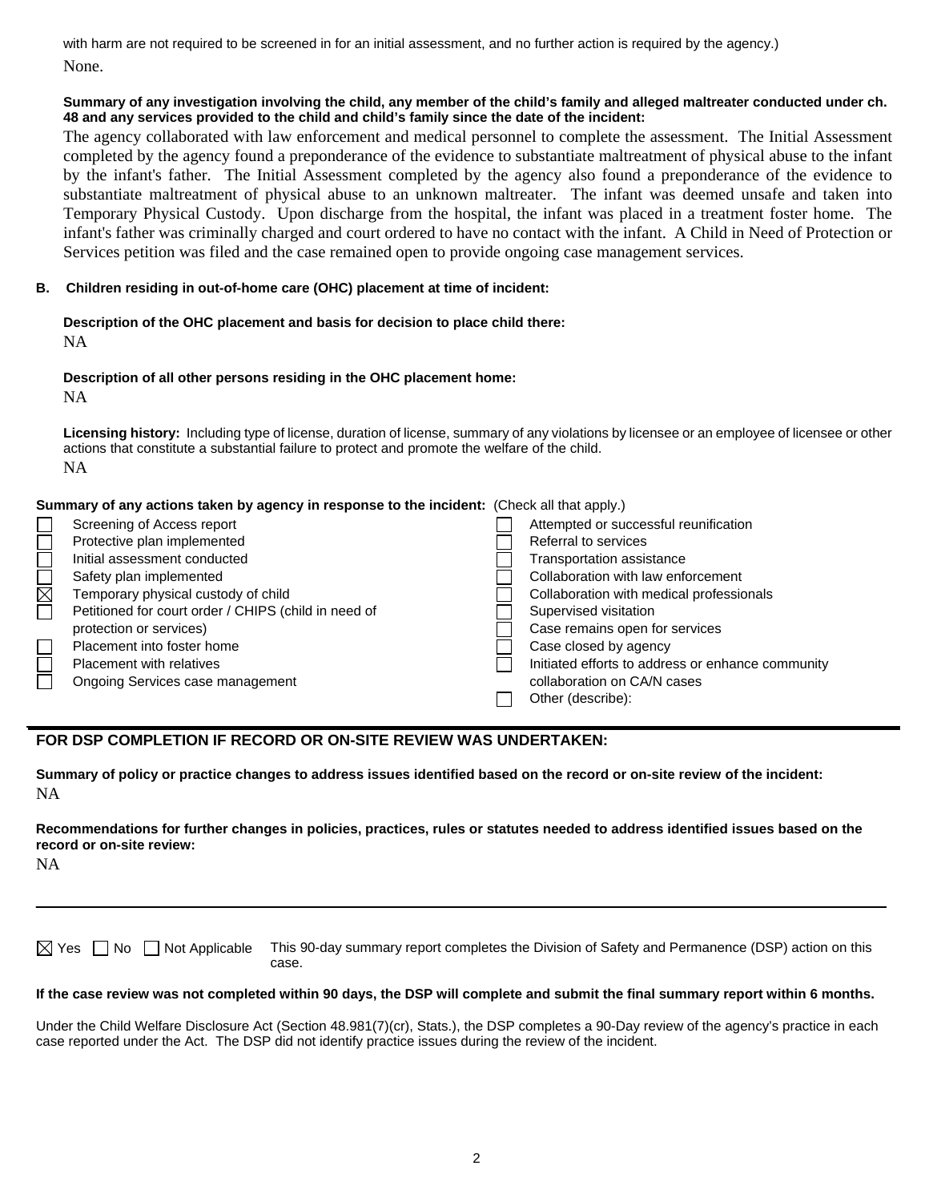with harm are not required to be screened in for an initial assessment, and no further action is required by the agency.)

None.

**Summary of any investigation involving the child, any member of the child's family and alleged maltreater conducted under ch. 48 and any services provided to the child and child's family since the date of the incident:**

The agency collaborated with law enforcement and medical personnel to complete the assessment. The Initial Assessment completed by the agency found a preponderance of the evidence to substantiate maltreatment of physical abuse to the infant by the infant's father. The Initial Assessment completed by the agency also found a preponderance of the evidence to substantiate maltreatment of physical abuse to an unknown maltreater. The infant was deemed unsafe and taken into Temporary Physical Custody. Upon discharge from the hospital, the infant was placed in a treatment foster home. The infant's father was criminally charged and court ordered to have no contact with the infant. A Child in Need of Protection or Services petition was filed and the case remained open to provide ongoing case management services.

**B. Children residing in out-of-home care (OHC) placement at time of incident:**

**Description of the OHC placement and basis for decision to place child there:**

NA

**Description of all other persons residing in the OHC placement home:**

NA

**Licensing history:** Including type of license, duration of license, summary of any violations by licensee or an employee of licensee or other actions that constitute a substantial failure to protect and promote the welfare of the child.

NA

**Summary of any actions taken by agency in response to the incident:** (Check all that apply.)

- ☐ Screening of Access report
- ☐ Protective plan implemented
- ☐ Initial assessment conducted
- ☐ Safety plan implemented
- ☒ Temporary physical custody of child
- ☐ Petitioned for court order / CHIPS (child in need of protection or services)
- ☐ Placement into foster home
- ☐ Placement with relatives
- ☐ Ongoing Services case management
- ☐ Attempted or successful reunification
- ☐ Referral to services
- ☐ Transportation assistance
- ☐ Collaboration with law enforcement
- ☐ Collaboration with medical professionals
- ☐ Supervised visitation
- ☐ Case remains open for services
- ☐ Case closed by agency
- ☐ Initiated efforts to address or enhance community collaboration on CA/N cases
- ☐ Other (describe):

## FOR DSP COMPLETION IF RECORD OR ON-SITE REVIEW WAS UNDERTAKEN:

**Summary of policy or practice changes to address issues identified based on the record or on-site review of the incident:**

NA

**Recommendations for further changes in policies, practices, rules or statutes needed to address identified issues based on the record or on-site review:**

NA

☒ Yes ☐ No ☐ Not Applicable This 90-day summary report completes the Division of Safety and Permanence (DSP) action on this case.

**If the case review was not completed within 90 days, the DSP will complete and submit the final summary report within 6 months.**

Under the Child Welfare Disclosure Act (Section 48.981(7)(cr), Stats.), the DSP completes a 90-Day review of the agency's practice in each case reported under the Act. The DSP did not identify practice issues during the review of the incident.